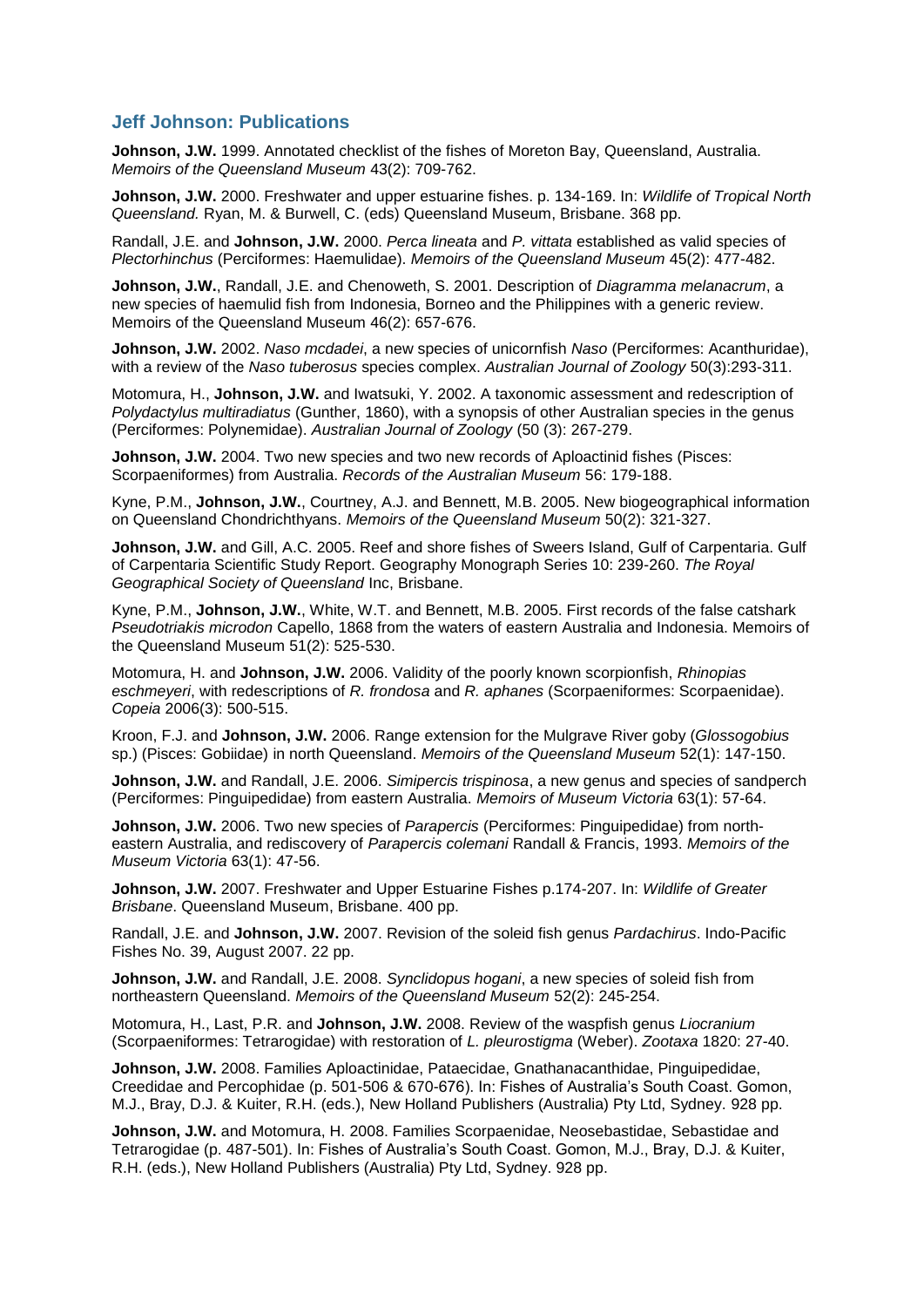## Jeff Johnson: Publications

**Johnson, J.W.** 1999. Annotated checklist of the fishes of Moreton Bay, Queensland, Australia. *Memoirs of the Queensland Museum* 43(2): 709-762.

**Johnson, J.W.** 2000. Freshwater and upper estuarine fishes. p. 134-169. In: *Wildlife of Tropical North Queensland.* Ryan, M. & Burwell, C. (eds) Queensland Museum, Brisbane. 368 pp.

Randall, J.E. and **Johnson, J.W.** 2000. *Perca lineata* and *P. vittata* established as valid species of *Plectorhinchus* (Perciformes: Haemulidae). *Memoirs of the Queensland Museum* 45(2): 477-482.

**Johnson, J.W.**, Randall, J.E. and Chenoweth, S. 2001. Description of *Diagramma melanacrum*, a new species of haemulid fish from Indonesia, Borneo and the Philippines with a generic review. Memoirs of the Queensland Museum 46(2): 657-676.

**Johnson, J.W.** 2002. *Naso mcdadei*, a new species of unicornfish *Naso* (Perciformes: Acanthuridae), with a review of the *Naso tuberosus* species complex. *Australian Journal of Zoology* 50(3):293-311.

Motomura, H., **Johnson, J.W.** and Iwatsuki, Y. 2002. A taxonomic assessment and redescription of *Polydactylus multiradiatus* (Gunther, 1860), with a synopsis of other Australian species in the genus (Perciformes: Polynemidae). *Australian Journal of Zoology* (50 (3): 267-279.

**Johnson, J.W.** 2004. Two new species and two new records of Aploactinid fishes (Pisces: Scorpaeniformes) from Australia. *Records of the Australian Museum* 56: 179-188.

Kyne, P.M., **Johnson, J.W.**, Courtney, A.J. and Bennett, M.B. 2005. New biogeographical information on Queensland Chondrichthyans. *Memoirs of the Queensland Museum* 50(2): 321-327.

**Johnson, J.W.** and Gill, A.C. 2005. Reef and shore fishes of Sweers Island, Gulf of Carpentaria. Gulf of Carpentaria Scientific Study Report. Geography Monograph Series 10: 239-260. *The Royal Geographical Society of Queensland* Inc, Brisbane.

Kyne, P.M., **Johnson, J.W.**, White, W.T. and Bennett, M.B. 2005. First records of the false catshark *Pseudotriakis microdon* Capello, 1868 from the waters of eastern Australia and Indonesia. Memoirs of the Queensland Museum 51(2): 525-530.

Motomura, H. and **Johnson, J.W.** 2006. Validity of the poorly known scorpionfish, *Rhinopias eschmeyeri*, with redescriptions of *R. frondosa* and *R. aphanes* (Scorpaeniformes: Scorpaenidae). *Copeia* 2006(3): 500-515.

Kroon, F.J. and **Johnson, J.W.** 2006. Range extension for the Mulgrave River goby (*Glossogobius* sp.) (Pisces: Gobiidae) in north Queensland. *Memoirs of the Queensland Museum* 52(1): 147-150.

**Johnson, J.W.** and Randall, J.E. 2006. *Simipercis trispinosa*, a new genus and species of sandperch (Perciformes: Pinguipedidae) from eastern Australia. *Memoirs of Museum Victoria* 63(1): 57-64.

**Johnson, J.W.** 2006. Two new species of *Parapercis* (Perciformes: Pinguipedidae) from north-eastern Australia, and rediscovery of *Parapercis colemani* Randall & Francis, 1993. *Memoirs of the Museum Victoria* 63(1): 47-56.

**Johnson, J.W.** 2007. Freshwater and Upper Estuarine Fishes p.174-207. In: *Wildlife of Greater Brisbane*. Queensland Museum, Brisbane. 400 pp.

Randall, J.E. and **Johnson, J.W.** 2007. Revision of the soleid fish genus *Pardachirus*. Indo-Pacific Fishes No. 39, August 2007. 22 pp.

**Johnson, J.W.** and Randall, J.E. 2008. *Synclidopus hogani*, a new species of soleid fish from northeastern Queensland. *Memoirs of the Queensland Museum* 52(2): 245-254.

Motomura, H., Last, P.R. and **Johnson, J.W.** 2008. Review of the waspfish genus *Liocranium* (Scorpaeniformes: Tetrarogidae) with restoration of *L. pleurostigma* (Weber). *Zootaxa* 1820: 27-40.

**Johnson, J.W.** 2008. Families Aploactinidae, Pataecidae, Gnathanacanthidae, Pinguipedidae, Creedidae and Percophidae (p. 501-506 & 670-676). In: Fishes of Australia's South Coast. Gomon, M.J., Bray, D.J. & Kuiter, R.H. (eds.), New Holland Publishers (Australia) Pty Ltd, Sydney. 928 pp.

**Johnson, J.W.** and Motomura, H. 2008. Families Scorpaenidae, Neosebastidae, Sebastidae and Tetrarogidae (p. 487-501). In: Fishes of Australia's South Coast. Gomon, M.J., Bray, D.J. & Kuiter, R.H. (eds.), New Holland Publishers (Australia) Pty Ltd, Sydney. 928 pp.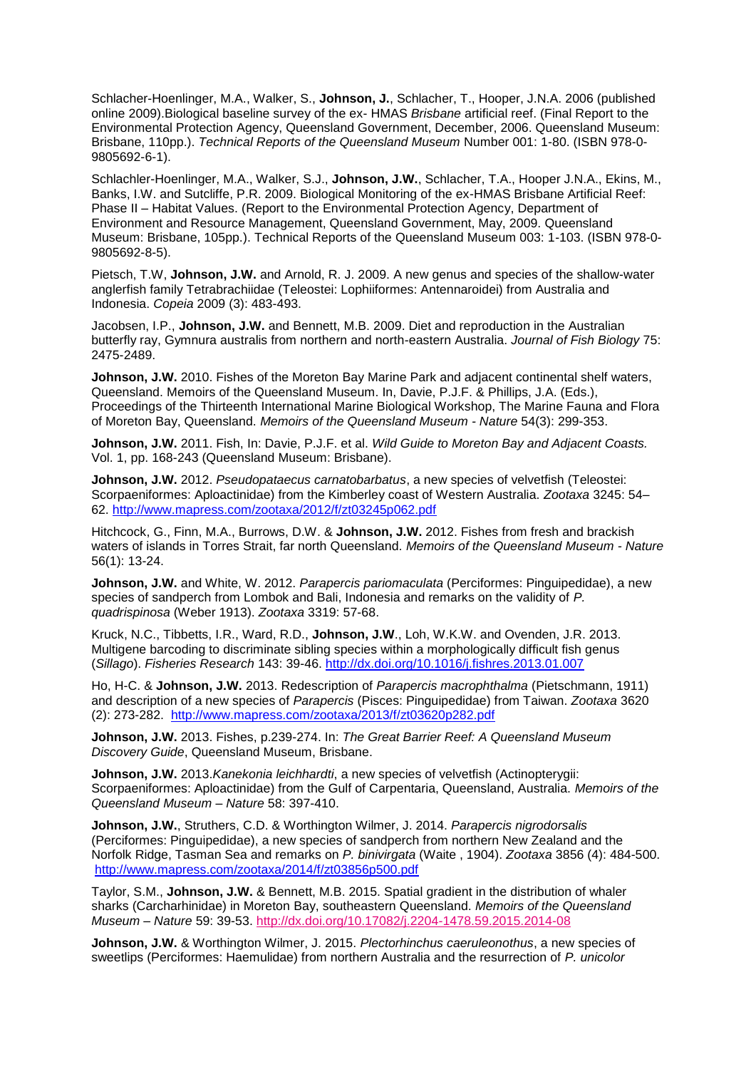Schlacher-Hoenlinger, M.A., Walker, S., **Johnson, J.**, Schlacher, T., Hooper, J.N.A. 2006 (published online 2009).Biological baseline survey of the ex- HMAS *Brisbane* artificial reef. (Final Report to the Environmental Protection Agency, Queensland Government, December, 2006. Queensland Museum: Brisbane, 110pp.). *Technical Reports of the Queensland Museum* Number 001: 1-80. (ISBN 978-0-9805692-6-1).

Schlachler-Hoenlinger, M.A., Walker, S.J., **Johnson, J.W.**, Schlacher, T.A., Hooper J.N.A., Ekins, M., Banks, I.W. and Sutcliffe, P.R. 2009. Biological Monitoring of the ex-HMAS Brisbane Artificial Reef: Phase II – Habitat Values. (Report to the Environmental Protection Agency, Department of Environment and Resource Management, Queensland Government, May, 2009. Queensland Museum: Brisbane, 105pp.). Technical Reports of the Queensland Museum 003: 1-103. (ISBN 978-0-9805692-8-5).

Pietsch, T.W, **Johnson, J.W.** and Arnold, R. J. 2009. A new genus and species of the shallow-water anglerfish family Tetrabrachiidae (Teleostei: Lophiiformes: Antennaroidei) from Australia and Indonesia. *Copeia* 2009 (3): 483-493.

Jacobsen, I.P., **Johnson, J.W.** and Bennett, M.B. 2009. Diet and reproduction in the Australian butterfly ray, Gymnura australis from northern and north-eastern Australia. *Journal of Fish Biology* 75: 2475-2489.

**Johnson, J.W.** 2010. Fishes of the Moreton Bay Marine Park and adjacent continental shelf waters, Queensland. Memoirs of the Queensland Museum. In, Davie, P.J.F. & Phillips, J.A. (Eds.), Proceedings of the Thirteenth International Marine Biological Workshop, The Marine Fauna and Flora of Moreton Bay, Queensland. *Memoirs of the Queensland Museum - Nature* 54(3): 299-353.

**Johnson, J.W.** 2011. Fish, In: Davie, P.J.F. et al. *Wild Guide to Moreton Bay and Adjacent Coasts.* Vol. 1, pp. 168-243 (Queensland Museum: Brisbane).

**Johnson, J.W.** 2012. *Pseudopataecus carnatobarbatus*, a new species of velvetfish (Teleostei: Scorpaeniformes: Aploactinidae) from the Kimberley coast of Western Australia. *Zootaxa* 3245: 54–62. http://www.mapress.com/zootaxa/2012/f/zt03245p062.pdf

Hitchcock, G., Finn, M.A., Burrows, D.W. & **Johnson, J.W.** 2012. Fishes from fresh and brackish waters of islands in Torres Strait, far north Queensland. *Memoirs of the Queensland Museum - Nature* 56(1): 13-24.

**Johnson, J.W.** and White, W. 2012. *Parapercis pariomaculata* (Perciformes: Pinguipedidae), a new species of sandperch from Lombok and Bali, Indonesia and remarks on the validity of *P. quadrispinosa* (Weber 1913). *Zootaxa* 3319: 57-68.

Kruck, N.C., Tibbetts, I.R., Ward, R.D., **Johnson, J.W**., Loh, W.K.W. and Ovenden, J.R. 2013. Multigene barcoding to discriminate sibling species within a morphologically difficult fish genus (*Sillago*). *Fisheries Research* 143: 39-46. http://dx.doi.org/10.1016/j.fishres.2013.01.007

Ho, H-C. & **Johnson, J.W.** 2013. Redescription of *Parapercis macrophthalma* (Pietschmann, 1911) and description of a new species of *Parapercis* (Pisces: Pinguipedidae) from Taiwan. *Zootaxa* 3620 (2): 273-282. http://www.mapress.com/zootaxa/2013/f/zt03620p282.pdf

**Johnson, J.W.** 2013. Fishes, p.239-274. In: *The Great Barrier Reef: A Queensland Museum Discovery Guide*, Queensland Museum, Brisbane.

**Johnson, J.W.** 2013.*Kanekonia leichhardti*, a new species of velvetfish (Actinopterygii: Scorpaeniformes: Aploactinidae) from the Gulf of Carpentaria, Queensland, Australia. *Memoirs of the Queensland Museum – Nature* 58: 397-410.

**Johnson, J.W.**, Struthers, C.D. & Worthington Wilmer, J. 2014. *Parapercis nigrodorsalis* (Perciformes: Pinguipedidae), a new species of sandperch from northern New Zealand and the Norfolk Ridge, Tasman Sea and remarks on *P. binivirgata* (Waite , 1904). *Zootaxa* 3856 (4): 484-500. http://www.mapress.com/zootaxa/2014/f/zt03856p500.pdf

Taylor, S.M., **Johnson, J.W.** & Bennett, M.B. 2015. Spatial gradient in the distribution of whaler sharks (Carcharhinidae) in Moreton Bay, southeastern Queensland. *Memoirs of the Queensland Museum – Nature* 59: 39-53. http://dx.doi.org/10.17082/j.2204-1478.59.2015.2014-08

**Johnson, J.W.** & Worthington Wilmer, J. 2015. *Plectorhinchus caeruleonothus*, a new species of sweetlips (Perciformes: Haemulidae) from northern Australia and the resurrection of *P. unicolor*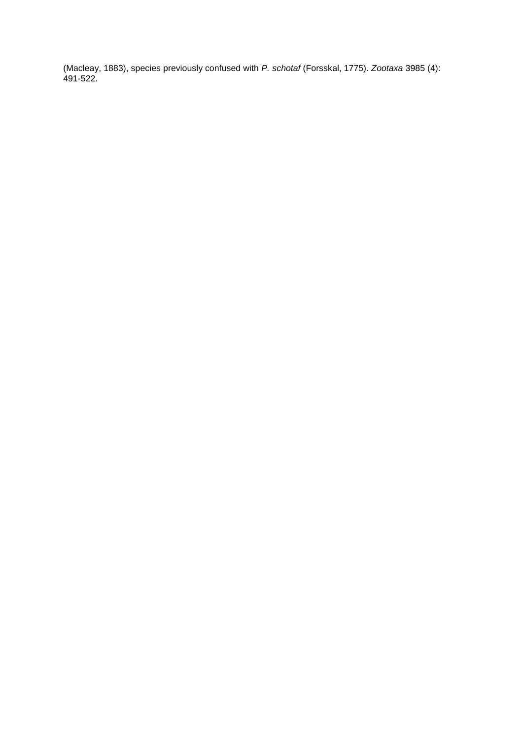(Macleay, 1883), species previously confused with *P. schotaf* (Forsskal, 1775). *Zootaxa* 3985 (4): 491-522.